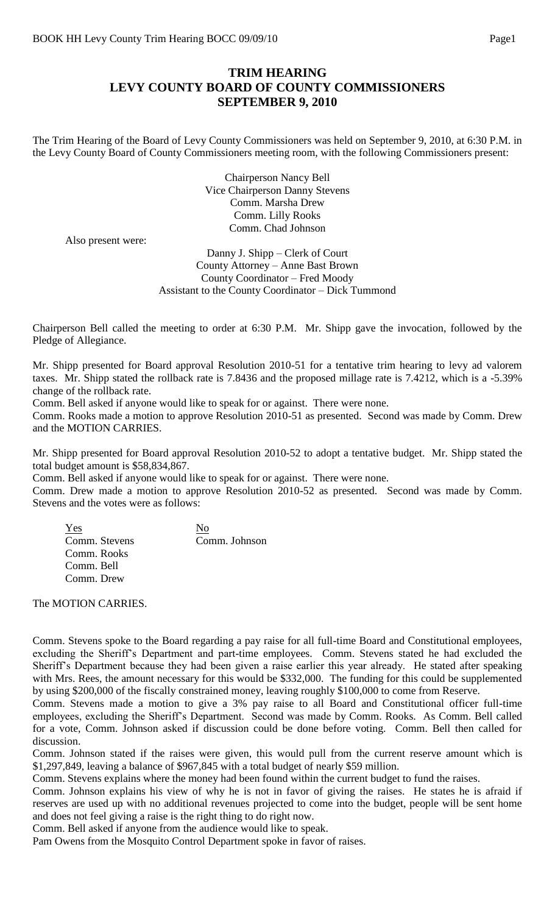# TRIM HEARING
# LEVY COUNTY BOARD OF COUNTY COMMISSIONERS
# SEPTEMBER 9, 2010

The Trim Hearing of the Board of Levy County Commissioners was held on September 9, 2010, at 6:30 P.M. in the Levy County Board of County Commissioners meeting room, with the following Commissioners present:

Chairperson Nancy Bell
Vice Chairperson Danny Stevens
Comm. Marsha Drew
Comm. Lilly Rooks
Comm. Chad Johnson

Also present were:

Danny J. Shipp – Clerk of Court
County Attorney – Anne Bast Brown
County Coordinator – Fred Moody
Assistant to the County Coordinator – Dick Tummond

Chairperson Bell called the meeting to order at 6:30 P.M. Mr. Shipp gave the invocation, followed by the Pledge of Allegiance.

Mr. Shipp presented for Board approval Resolution 2010-51 for a tentative trim hearing to levy ad valorem taxes. Mr. Shipp stated the rollback rate is 7.8436 and the proposed millage rate is 7.4212, which is a -5.39% change of the rollback rate.

Comm. Bell asked if anyone would like to speak for or against. There were none.

Comm. Rooks made a motion to approve Resolution 2010-51 as presented. Second was made by Comm. Drew and the MOTION CARRIES.

Mr. Shipp presented for Board approval Resolution 2010-52 to adopt a tentative budget. Mr. Shipp stated the total budget amount is $58,834,867.

Comm. Bell asked if anyone would like to speak for or against. There were none.

Comm. Drew made a motion to approve Resolution 2010-52 as presented. Second was made by Comm. Stevens and the votes were as follows:

| Yes | No |
|---|---|
| Comm. Stevens | Comm. Johnson |
| Comm. Rooks | |
| Comm. Bell | |
| Comm. Drew | |

The MOTION CARRIES.

Comm. Stevens spoke to the Board regarding a pay raise for all full-time Board and Constitutional employees, excluding the Sheriff's Department and part-time employees. Comm. Stevens stated he had excluded the Sheriff's Department because they had been given a raise earlier this year already. He stated after speaking with Mrs. Rees, the amount necessary for this would be $332,000. The funding for this could be supplemented by using $200,000 of the fiscally constrained money, leaving roughly $100,000 to come from Reserve.

Comm. Stevens made a motion to give a 3% pay raise to all Board and Constitutional officer full-time employees, excluding the Sheriff's Department. Second was made by Comm. Rooks. As Comm. Bell called for a vote, Comm. Johnson asked if discussion could be done before voting. Comm. Bell then called for discussion.

Comm. Johnson stated if the raises were given, this would pull from the current reserve amount which is $1,297,849, leaving a balance of $967,845 with a total budget of nearly $59 million.

Comm. Stevens explains where the money had been found within the current budget to fund the raises.

Comm. Johnson explains his view of why he is not in favor of giving the raises. He states he is afraid if reserves are used up with no additional revenues projected to come into the budget, people will be sent home and does not feel giving a raise is the right thing to do right now.

Comm. Bell asked if anyone from the audience would like to speak.

Pam Owens from the Mosquito Control Department spoke in favor of raises.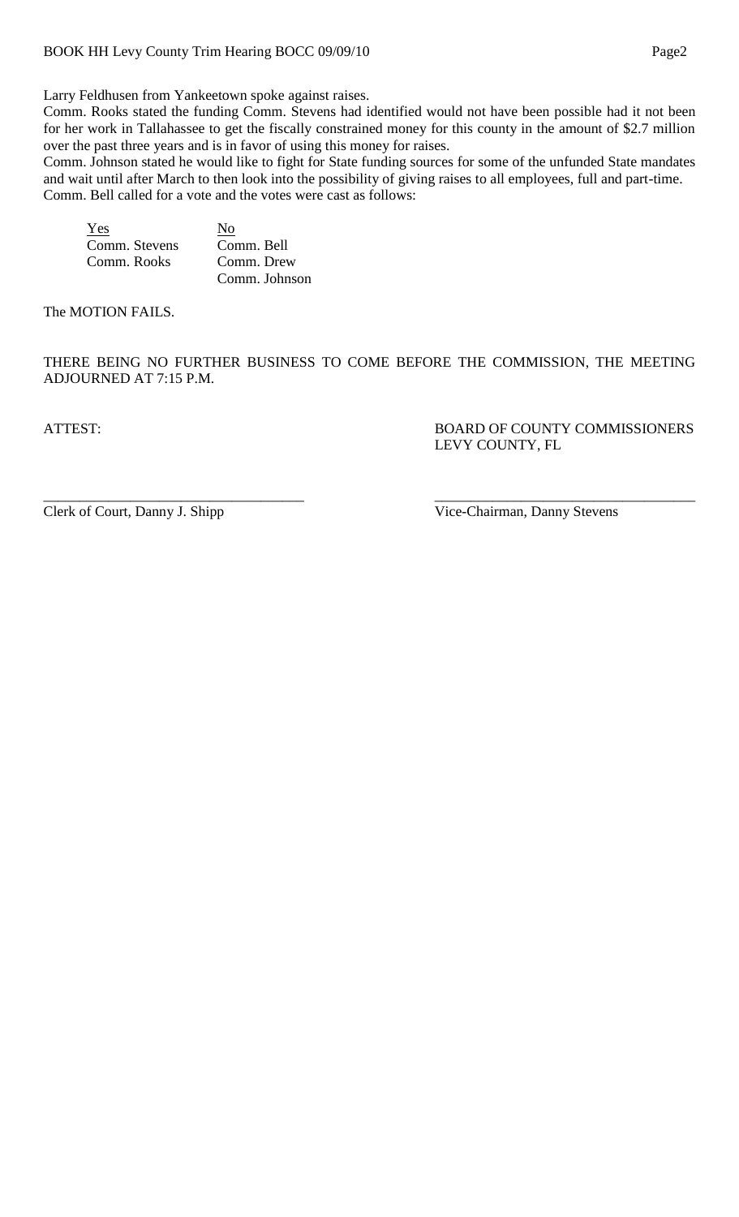Larry Feldhusen from Yankeetown spoke against raises.

Comm. Rooks stated the funding Comm. Stevens had identified would not have been possible had it not been for her work in Tallahassee to get the fiscally constrained money for this county in the amount of $2.7 million over the past three years and is in favor of using this money for raises.

Comm. Johnson stated he would like to fight for State funding sources for some of the unfunded State mandates and wait until after March to then look into the possibility of giving raises to all employees, full and part-time.

Comm. Bell called for a vote and the votes were cast as follows:

| Yes | No |
|---|---|
| Comm. Stevens | Comm. Bell |
| Comm. Rooks | Comm. Drew |
| | Comm. Johnson |

The MOTION FAILS.

THERE BEING NO FURTHER BUSINESS TO COME BEFORE THE COMMISSION, THE MEETING ADJOURNED AT 7:15 P.M.

ATTEST:

BOARD OF COUNTY COMMISSIONERS
LEVY COUNTY, FL

\_\_\_\_\_\_\_\_\_\_\_\_\_\_\_\_\_\_\_\_\_\_\_\_\_\_\_\_\_\_\_\_\_\_\_\_
Clerk of Court, Danny J. Shipp

\_\_\_\_\_\_\_\_\_\_\_\_\_\_\_\_\_\_\_\_\_\_\_\_\_\_\_\_\_\_\_\_\_\_\_\_
Vice-Chairman, Danny Stevens